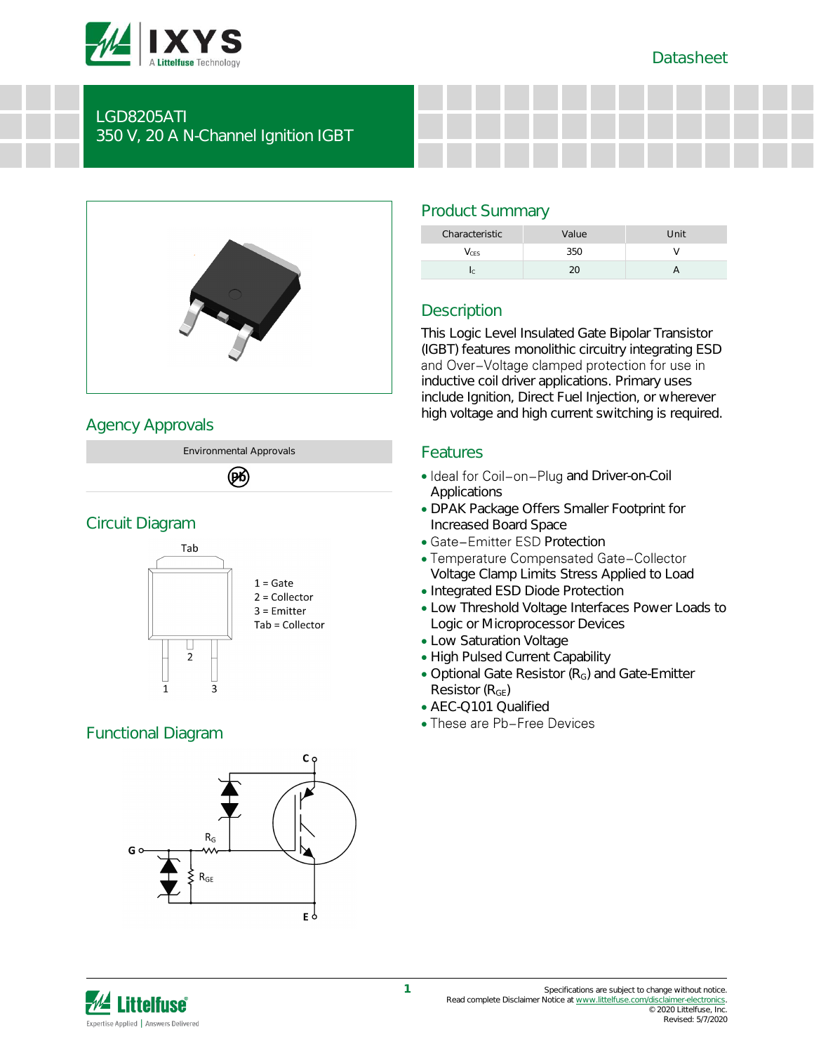# LGD8205ATI

## 350 V, 20 A N-Channel Ignition IGBT

## Agency Approvals

| Environmental Approvals |
|---|
| Pb-free |

## Circuit Diagram

Tab

1 = Gate
2 = Collector
3 = Emitter
Tab = Collector

## Functional Diagram

## Product Summary

| Characteristic | Value | Unit |
|---|---|---|
| $V_{CES}$ | 350 | V |
| $I_C$ | 20 | A |

## Description

This Logic Level Insulated Gate Bipolar Transistor (IGBT) features monolithic circuitry integrating ESD and Over−Voltage clamped protection for use in inductive coil driver applications. Primary uses include Ignition, Direct Fuel Injection, or wherever high voltage and high current switching is required.

## Features

- Ideal for Coil−on−Plug and Driver-on-Coil Applications
- DPAK Package Offers Smaller Footprint for Increased Board Space
- Gate−Emitter ESD Protection
- Temperature Compensated Gate−Collector Voltage Clamp Limits Stress Applied to Load
- Integrated ESD Diode Protection
- Low Threshold Voltage Interfaces Power Loads to Logic or Microprocessor Devices
- Low Saturation Voltage
- High Pulsed Current Capability
- Optional Gate Resistor ($R_G$) and Gate-Emitter Resistor ($R_{GE}$)
- AEC-Q101 Qualified
- These are Pb−Free Devices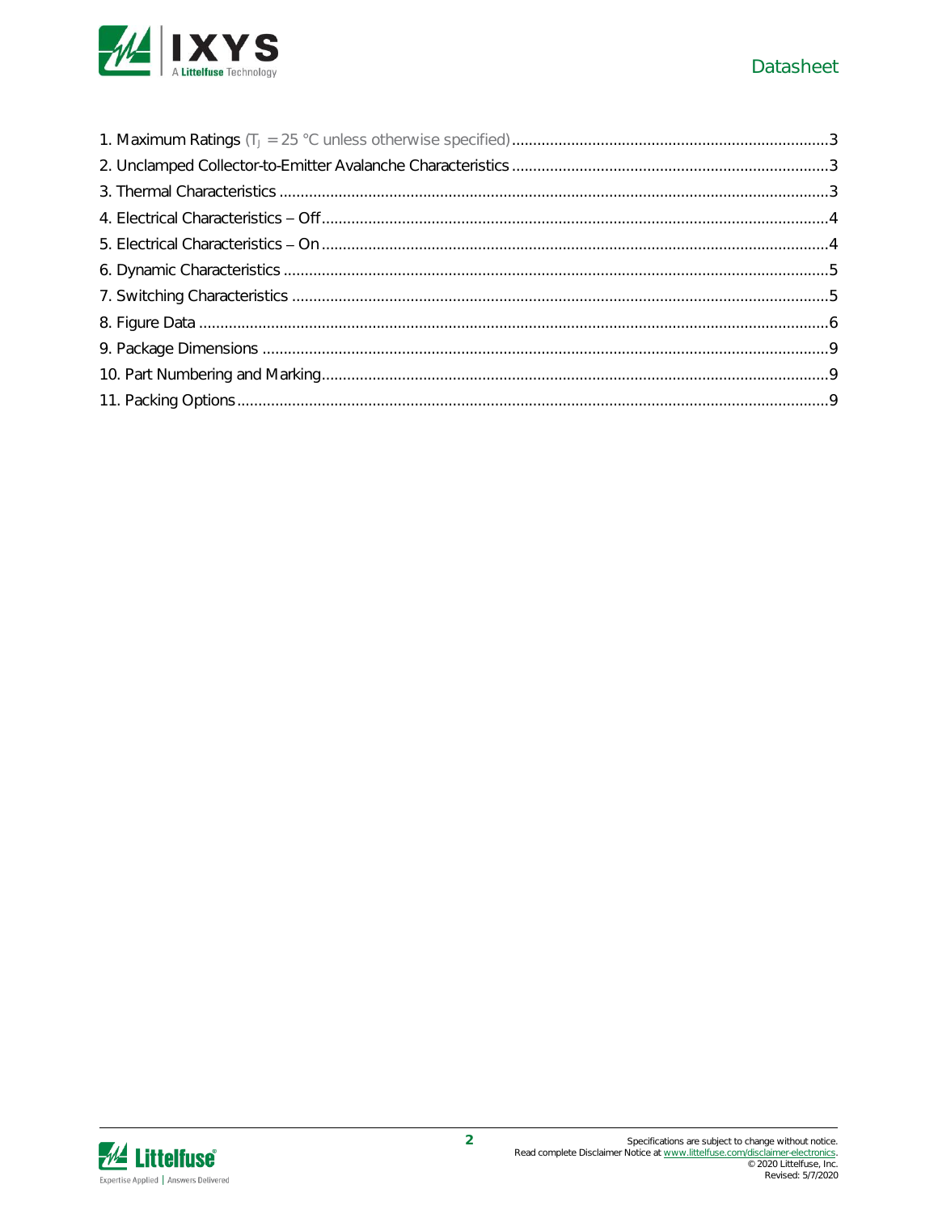1. Maximum Ratings ($T_J$ = 25 °C unless otherwise specified) ........ 3
2. Unclamped Collector-to-Emitter Avalanche Characteristics ........ 3
3. Thermal Characteristics ........ 3
4. Electrical Characteristics – Off ........ 4
5. Electrical Characteristics – On ........ 4
6. Dynamic Characteristics ........ 5
7. Switching Characteristics ........ 5
8. Figure Data ........ 6
9. Package Dimensions ........ 9
10. Part Numbering and Marking ........ 9
11. Packing Options ........ 9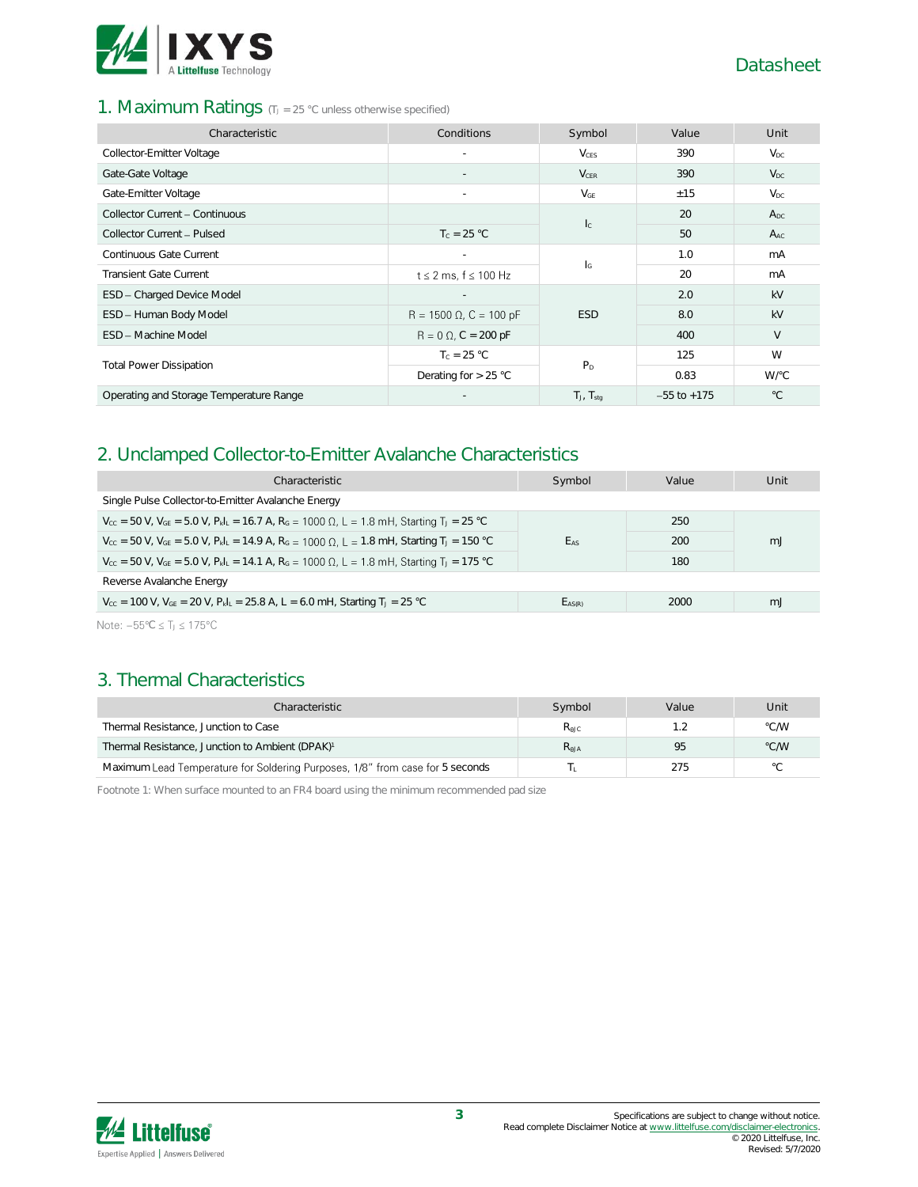## 1. Maximum Ratings ($T_J$ = 25 °C unless otherwise specified)

| Characteristic | Conditions | Symbol | Value | Unit |
|---|---|---|---|---|
| Collector-Emitter Voltage | - | $V_{CES}$ | 390 | $V_{DC}$ |
| Gate-Gate Voltage | - | $V_{CER}$ | 390 | $V_{DC}$ |
| Gate-Emitter Voltage | - | $V_{GE}$ | ±15 | $V_{DC}$ |
| Collector Current – Continuous | | $I_C$ | 20 | $A_{DC}$ |
| Collector Current – Pulsed | $T_C$ = 25 °C | | 50 | $A_{AC}$ |
| Continuous Gate Current | - | $I_G$ | 1.0 | mA |
| Transient Gate Current | t ≤ 2 ms, f ≤ 100 Hz | | 20 | mA |
| ESD – Charged Device Model | - | ESD | 2.0 | kV |
| ESD – Human Body Model | R = 1500 Ω, C = 100 pF | | 8.0 | kV |
| ESD – Machine Model | R = 0 Ω, C = 200 pF | | 400 | V |
| Total Power Dissipation | $T_C$ = 25 °C | $P_D$ | 125 | W |
| | Derating for > 25 °C | | 0.83 | W/°C |
| Operating and Storage Temperature Range | - | $T_J$, $T_{stg}$ | –55 to +175 | °C |

## 2. Unclamped Collector-to-Emitter Avalanche Characteristics

| Characteristic | Symbol | Value | Unit |
|---|---|---|---|
| Single Pulse Collector-to-Emitter Avalanche Energy | | | |
| $V_{CC}$ = 50 V, $V_{GE}$ = 5.0 V, $P_kI_L$ = 16.7 A, $R_G$ = 1000 Ω, L = 1.8 mH, Starting $T_J$ = 25 °C | $E_{AS}$ | 250 | mJ |
| $V_{CC}$ = 50 V, $V_{GE}$ = 5.0 V, $P_kI_L$ = 14.9 A, $R_G$ = 1000 Ω, L = 1.8 mH, Starting $T_J$ = 150 °C | | 200 | |
| $V_{CC}$ = 50 V, $V_{GE}$ = 5.0 V, $P_kI_L$ = 14.1 A, $R_G$ = 1000 Ω, L = 1.8 mH, Starting $T_J$ = 175 °C | | 180 | |
| Reverse Avalanche Energy | | | |
| $V_{CC}$ = 100 V, $V_{GE}$ = 20 V, $P_kI_L$ = 25.8 A, L = 6.0 mH, Starting $T_J$ = 25 °C | $E_{AS(R)}$ | 2000 | mJ |

Note: –55°C ≤ $T_J$ ≤ 175°C

## 3. Thermal Characteristics

| Characteristic | Symbol | Value | Unit |
|---|---|---|---|
| Thermal Resistance, Junction to Case | $R_{\theta JC}$ | 1.2 | °C/W |
| Thermal Resistance, Junction to Ambient (DPAK)[1] | $R_{\theta JA}$ | 95 | °C/W |
| Maximum Lead Temperature for Soldering Purposes, 1/8" from case for 5 seconds | $T_L$ | 275 | °C |

Footnote 1: When surface mounted to an FR4 board using the minimum recommended pad size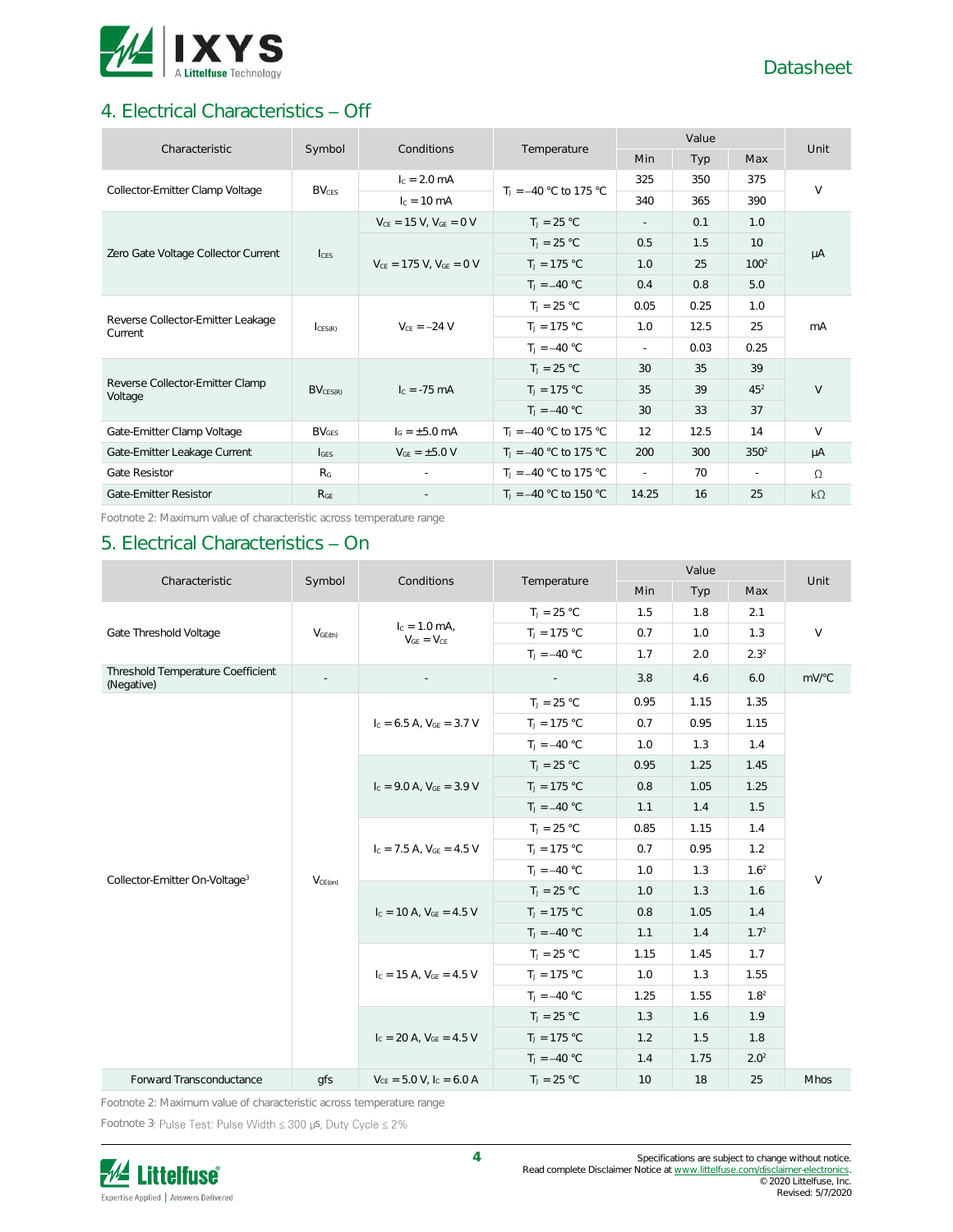## 4. Electrical Characteristics – Off

| Characteristic | Symbol | Conditions | Temperature | Value | | | Unit |
|---|---|---|---|---|---|---|---|
| | | | | Min | Typ | Max | |
| Collector-Emitter Clamp Voltage | $BV_{CES}$ | $I_C = 2.0$ mA | $T_J = -40$ °C to 175 °C | 325 | 350 | 375 | V |
| | | $I_C = 10$ mA | | 340 | 365 | 390 | |
| Zero Gate Voltage Collector Current | $I_{CES}$ | $V_{CE} = 15$ V, $V_{GE} = 0$ V | $T_J = 25$ °C | - | 0.1 | 1.0 | µA |
| | | $V_{CE} = 175$ V, $V_{GE} = 0$ V | $T_J = 25$ °C | 0.5 | 1.5 | 10 | |
| | | | $T_J = 175$ °C | 1.0 | 25 | 100[2] | |
| | | | $T_J = -40$ °C | 0.4 | 0.8 | 5.0 | |
| Reverse Collector-Emitter Leakage Current | $I_{CES(R)}$ | $V_{CE} = -24$ V | $T_J = 25$ °C | 0.05 | 0.25 | 1.0 | mA |
| | | | $T_J = 175$ °C | 1.0 | 12.5 | 25 | |
| | | | $T_J = -40$ °C | - | 0.03 | 0.25 | |
| Reverse Collector-Emitter Clamp Voltage | $BV_{CES(R)}$ | $I_C = -75$ mA | $T_J = 25$ °C | 30 | 35 | 39 | V |
| | | | $T_J = 175$ °C | 35 | 39 | 45[2] | |
| | | | $T_J = -40$ °C | 30 | 33 | 37 | |
| Gate-Emitter Clamp Voltage | $BV_{GES}$ | $I_G = \pm5.0$ mA | $T_J = -40$ °C to 175 °C | 12 | 12.5 | 14 | V |
| Gate-Emitter Leakage Current | $I_{GES}$ | $V_{GE} = \pm5.0$ V | $T_J = -40$ °C to 175 °C | 200 | 300 | 350[2] | µA |
| Gate Resistor | $R_G$ | - | $T_J = -40$ °C to 175 °C | - | 70 | - | Ω |
| Gate-Emitter Resistor | $R_{GE}$ | - | $T_J = -40$ °C to 150 °C | 14.25 | 16 | 25 | kΩ |

Footnote 2: Maximum value of characteristic across temperature range

## 5. Electrical Characteristics – On

| Characteristic | Symbol | Conditions | Temperature | Value | | | Unit |
|---|---|---|---|---|---|---|---|
| | | | | Min | Typ | Max | |
| Gate Threshold Voltage | $V_{GE(th)}$ | $I_C = 1.0$ mA, $V_{GE} = V_{CE}$ | $T_J = 25$ °C | 1.5 | 1.8 | 2.1 | V |
| | | | $T_J = 175$ °C | 0.7 | 1.0 | 1.3 | |
| | | | $T_J = -40$ °C | 1.7 | 2.0 | 2.3[2] | |
| Threshold Temperature Coefficient (Negative) | - | - | - | 3.8 | 4.6 | 6.0 | mV/°C |
| Collector-Emitter On-Voltage[3] | $V_{CE(on)}$ | $I_C = 6.5$ A, $V_{GE} = 3.7$ V | $T_J = 25$ °C | 0.95 | 1.15 | 1.35 | V |
| | | | $T_J = 175$ °C | 0.7 | 0.95 | 1.15 | |
| | | | $T_J = -40$ °C | 1.0 | 1.3 | 1.4 | |
| | | $I_C = 9.0$ A, $V_{GE} = 3.9$ V | $T_J = 25$ °C | 0.95 | 1.25 | 1.45 | |
| | | | $T_J = 175$ °C | 0.8 | 1.05 | 1.25 | |
| | | | $T_J = -40$ °C | 1.1 | 1.4 | 1.5 | |
| | | $I_C = 7.5$ A, $V_{GE} = 4.5$ V | $T_J = 25$ °C | 0.85 | 1.15 | 1.4 | |
| | | | $T_J = 175$ °C | 0.7 | 0.95 | 1.2 | |
| | | | $T_J = -40$ °C | 1.0 | 1.3 | 1.6[2] | |
| | | $I_C = 10$ A, $V_{GE} = 4.5$ V | $T_J = 25$ °C | 1.0 | 1.3 | 1.6 | |
| | | | $T_J = 175$ °C | 0.8 | 1.05 | 1.4 | |
| | | | $T_J = -40$ °C | 1.1 | 1.4 | 1.7[2] | |
| | | $I_C = 15$ A, $V_{GE} = 4.5$ V | $T_J = 25$ °C | 1.15 | 1.45 | 1.7 | |
| | | | $T_J = 175$ °C | 1.0 | 1.3 | 1.55 | |
| | | | $T_J = -40$ °C | 1.25 | 1.55 | 1.8[2] | |
| | | $I_C = 20$ A, $V_{GE} = 4.5$ V | $T_J = 25$ °C | 1.3 | 1.6 | 1.9 | |
| | | | $T_J = 175$ °C | 1.2 | 1.5 | 1.8 | |
| | | | $T_J = -40$ °C | 1.4 | 1.75 | 2.0[2] | |
| Forward Transconductance | gfs | $V_{CE} = 5.0$ V, $I_C = 6.0$ A | $T_J = 25$ °C | 10 | 18 | 25 | Mhos |

Footnote 2: Maximum value of characteristic across temperature range

Footnote 3: Pulse Test: Pulse Width ≤ 300 µs, Duty Cycle ≤ 2%

Specifications are subject to change without notice.
Read complete Disclaimer Notice at www.littelfuse.com/disclaimer-electronics.
© 2020 Littelfuse, Inc.
Revised: 5/7/2020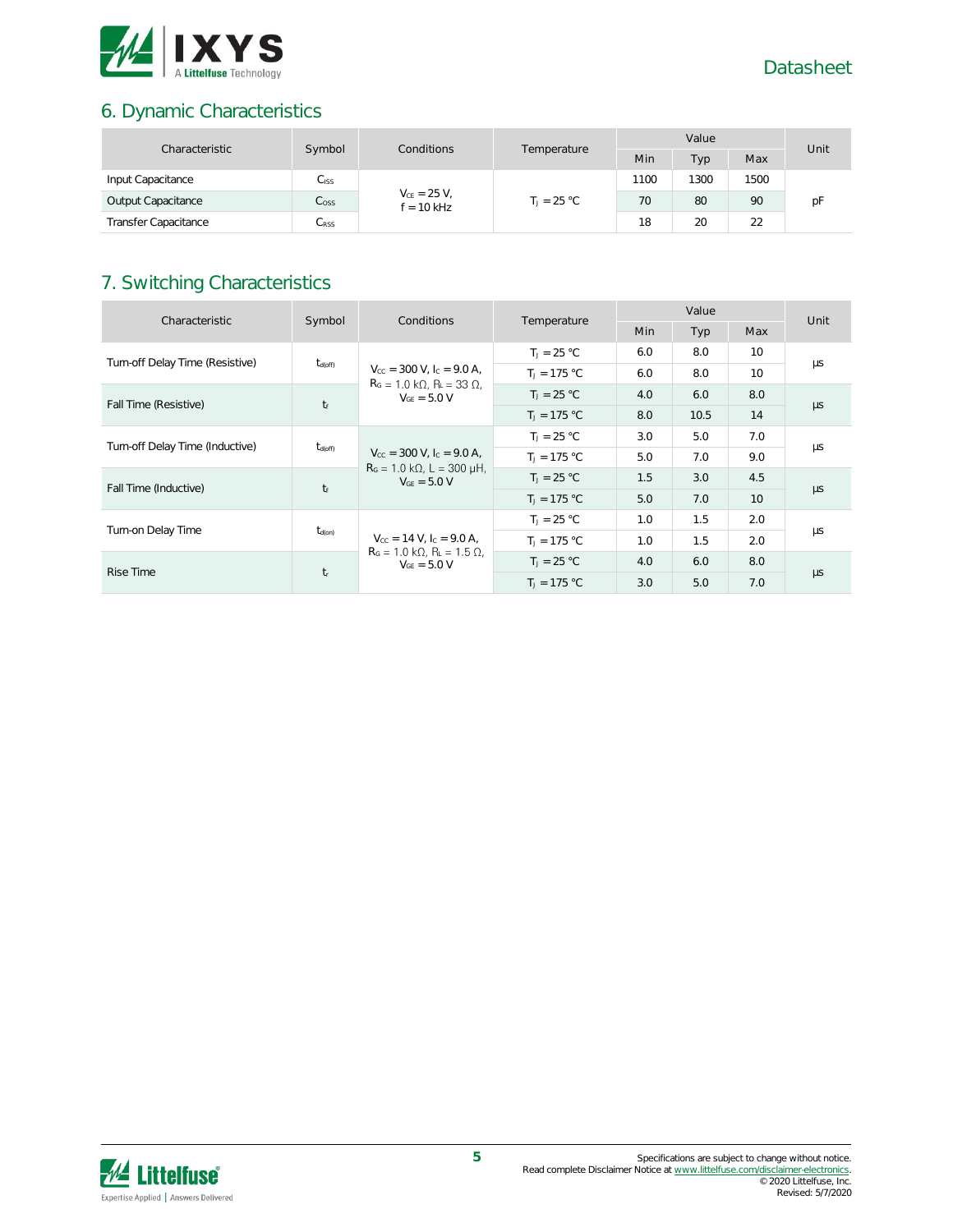## 6. Dynamic Characteristics

| Characteristic | Symbol | Conditions | Temperature | Value | | | Unit |
|---|---|---|---|---|---|---|---|
| | | | | Min | Typ | Max | |
| Input Capacitance | $C_{ISS}$ | $V_{CE}$ = 25 V, f = 10 kHz | $T_J$ = 25 °C | 1100 | 1300 | 1500 | pF |
| Output Capacitance | $C_{OSS}$ | | | 70 | 80 | 90 | |
| Transfer Capacitance | $C_{RSS}$ | | | 18 | 20 | 22 | |

## 7. Switching Characteristics

| Characteristic | Symbol | Conditions | Temperature | Value | | | Unit |
|---|---|---|---|---|---|---|---|
| | | | | Min | Typ | Max | |
| Turn-off Delay Time (Resistive) | $t_{d(off)}$ | $V_{CC}$ = 300 V, $I_C$ = 9.0 A, $R_G$ = 1.0 kΩ, $R_L$ = 33 Ω, $V_{GE}$ = 5.0 V | $T_J$ = 25 °C | 6.0 | 8.0 | 10 | µs |
| | | | $T_J$ = 175 °C | 6.0 | 8.0 | 10 | |
| Fall Time (Resistive) | $t_f$ | | $T_J$ = 25 °C | 4.0 | 6.0 | 8.0 | µs |
| | | | $T_J$ = 175 °C | 8.0 | 10.5 | 14 | |
| Turn-off Delay Time (Inductive) | $t_{d(off)}$ | $V_{CC}$ = 300 V, $I_C$ = 9.0 A, $R_G$ = 1.0 kΩ, L = 300 µH, $V_{GE}$ = 5.0 V | $T_J$ = 25 °C | 3.0 | 5.0 | 7.0 | µs |
| | | | $T_J$ = 175 °C | 5.0 | 7.0 | 9.0 | |
| Fall Time (Inductive) | $t_f$ | | $T_J$ = 25 °C | 1.5 | 3.0 | 4.5 | µs |
| | | | $T_J$ = 175 °C | 5.0 | 7.0 | 10 | |
| Turn-on Delay Time | $t_{d(on)}$ | $V_{CC}$ = 14 V, $I_C$ = 9.0 A, $R_G$ = 1.0 kΩ, $R_L$ = 1.5 Ω, $V_{GE}$ = 5.0 V | $T_J$ = 25 °C | 1.0 | 1.5 | 2.0 | µs |
| | | | $T_J$ = 175 °C | 1.0 | 1.5 | 2.0 | |
| Rise Time | $t_r$ | | $T_J$ = 25 °C | 4.0 | 6.0 | 8.0 | µs |
| | | | $T_J$ = 175 °C | 3.0 | 5.0 | 7.0 | |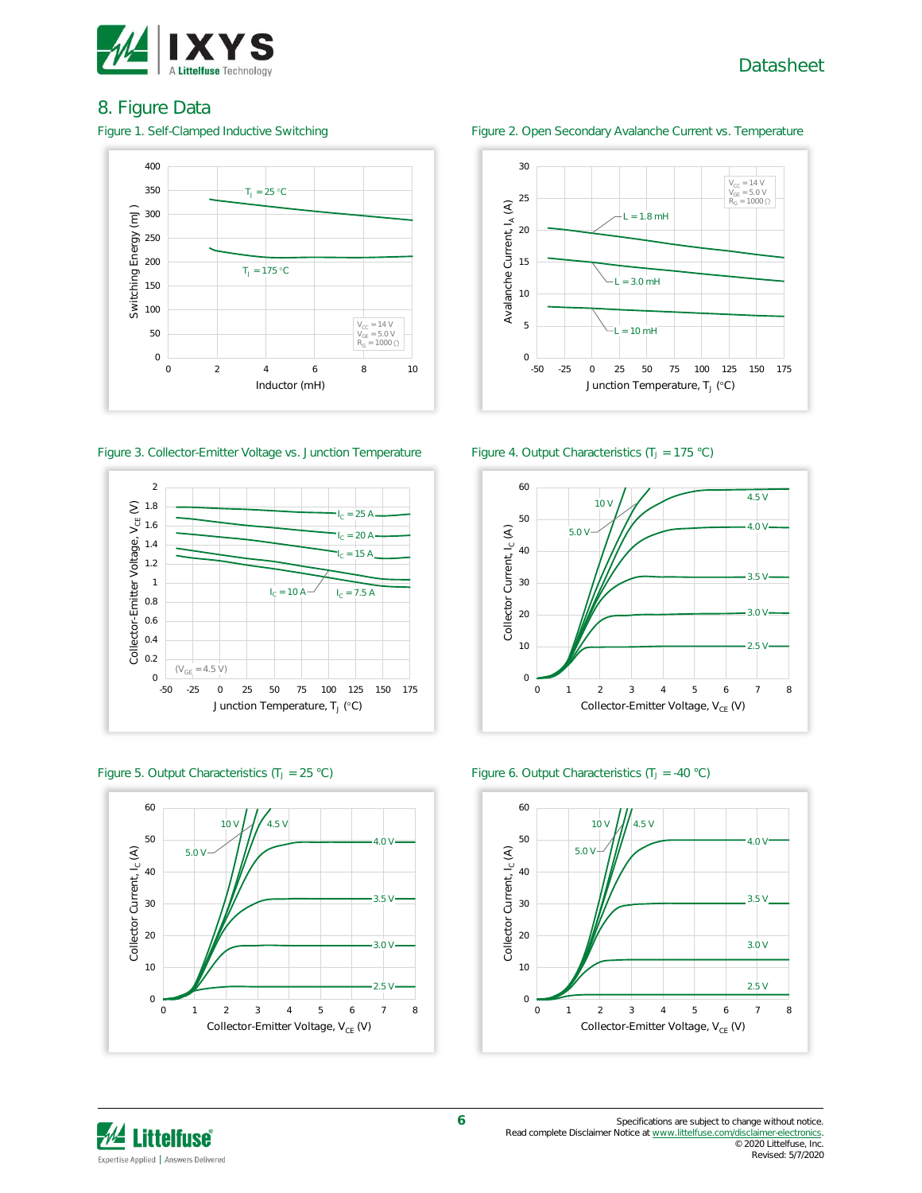## 8. Figure Data

Figure 1. Self-Clamped Inductive Switching

Figure 2. Open Secondary Avalanche Current vs. Temperature

Figure 3. Collector-Emitter Voltage vs. Junction Temperature

Figure 4. Output Characteristics ($T_J$ = 175 °C)

Figure 5. Output Characteristics ($T_J$ = 25 °C)

Figure 6. Output Characteristics ($T_J$ = -40 °C)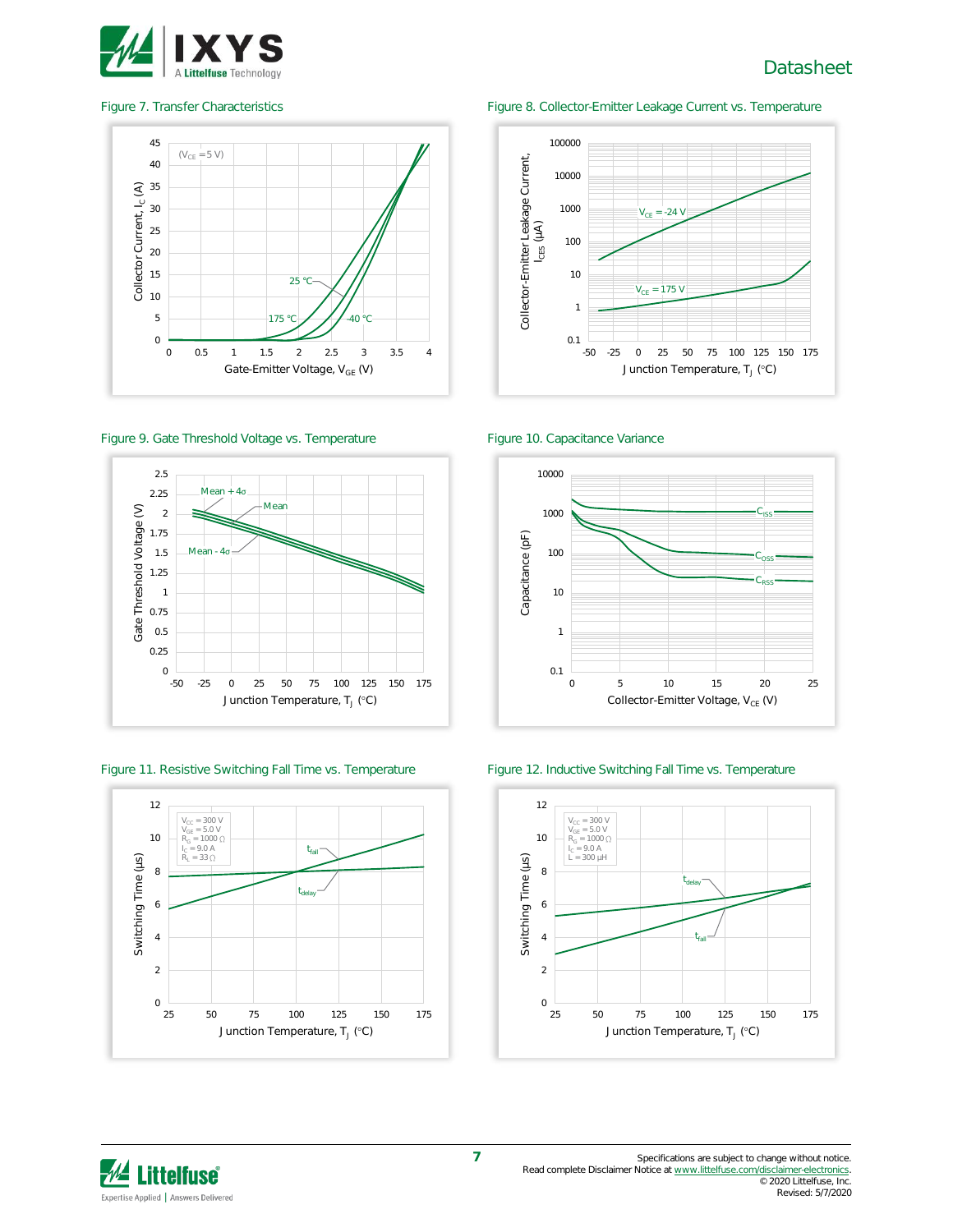Figure 7. Transfer Characteristics

Figure 8. Collector-Emitter Leakage Current vs. Temperature

Figure 9. Gate Threshold Voltage vs. Temperature

Figure 10. Capacitance Variance

Figure 11. Resistive Switching Fall Time vs. Temperature

Figure 12. Inductive Switching Fall Time vs. Temperature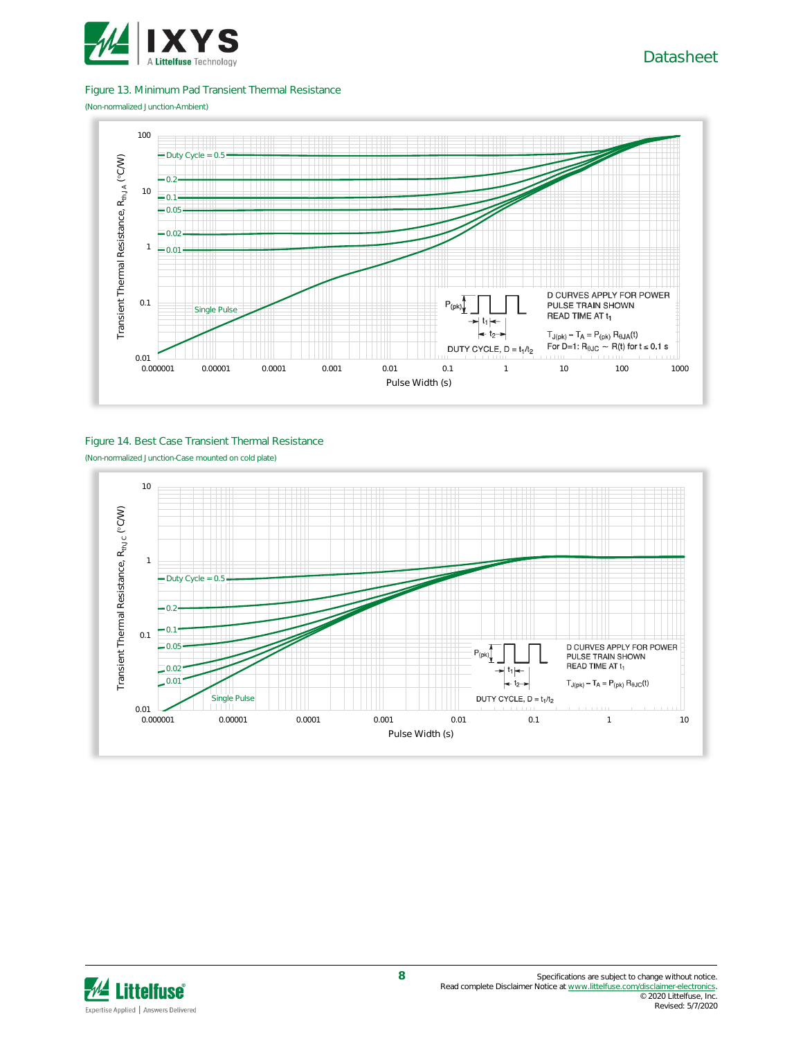Figure 13. Minimum Pad Transient Thermal Resistance

(Non-normalized Junction-Ambient)

Figure 14. Best Case Transient Thermal Resistance

(Non-normalized Junction-Case mounted on cold plate)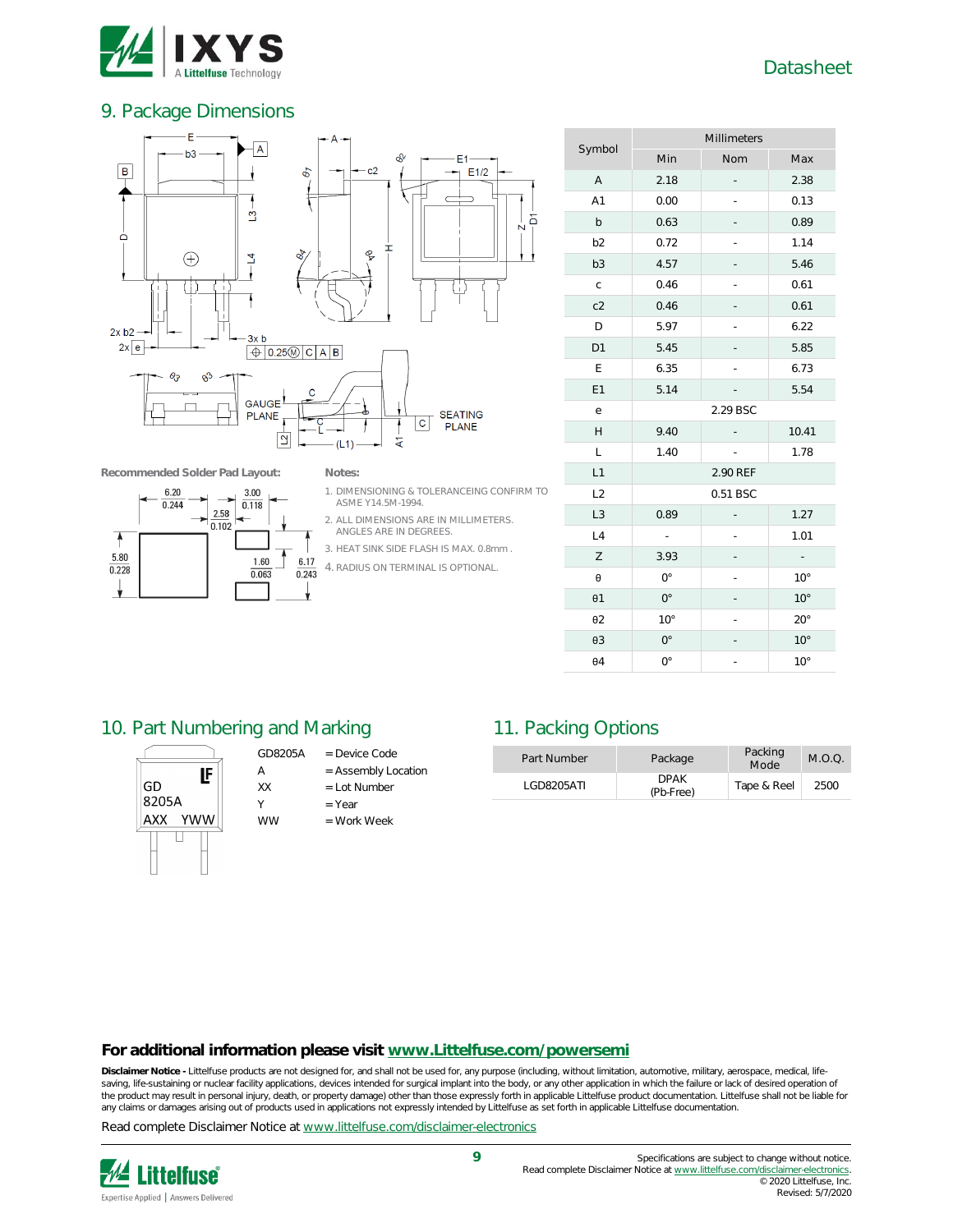## 9. Package Dimensions

E
b3
A
B
A
c2
θ1
θ2
E1
E1/2
L3
D
Z
D1
H
L4
θ4
θ4
2x b2
2x e
3x b
⊕ 0.25Ⓜ C A B
θ3
θ3
C
GAUGE PLANE
C L
θ
SEATING PLANE
L2
(L1)
A1

**Recommended Solder Pad Layout:**

6.20
0.244
3.00
0.118
2.58
0.102
5.80
0.228
1.60
0.063
6.17
0.243

**Notes:**

1. DIMENSIONING & TOLERANCEING CONFIRM TO ASME Y14.5M-1994.
2. ALL DIMENSIONS ARE IN MILLIMETERS. ANGLES ARE IN DEGREES.
3. HEAT SINK SIDE FLASH IS MAX. 0.8mm .
4. RADIUS ON TERMINAL IS OPTIONAL.

| Symbol | Millimeters | | |
|---|---|---|---|
| | Min | Nom | Max |
| A | 2.18 | - | 2.38 |
| A1 | 0.00 | - | 0.13 |
| b | 0.63 | - | 0.89 |
| b2 | 0.72 | - | 1.14 |
| b3 | 4.57 | - | 5.46 |
| c | 0.46 | - | 0.61 |
| c2 | 0.46 | - | 0.61 |
| D | 5.97 | - | 6.22 |
| D1 | 5.45 | - | 5.85 |
| E | 6.35 | - | 6.73 |
| E1 | 5.14 | - | 5.54 |
| e | 2.29 BSC | | |
| H | 9.40 | - | 10.41 |
| L | 1.40 | - | 1.78 |
| L1 | 2.90 REF | | |
| L2 | 0.51 BSC | | |
| L3 | 0.89 | - | 1.27 |
| L4 | - | - | 1.01 |
| Z | 3.93 | - | - |
| θ | 0° | - | 10° |
| θ1 | 0° | - | 10° |
| θ2 | 10° | - | 20° |
| θ3 | 0° | - | 10° |
| θ4 | 0° | - | 10° |

## 10. Part Numbering and Marking

GD
8205A
AXX YWW

- GD8205A = Device Code
- A = Assembly Location
- XX = Lot Number
- Y = Year
- WW = Work Week

## 11. Packing Options

| Part Number | Package | Packing Mode | M.O.Q. |
|---|---|---|---|
| LGD8205ATI | DPAK (Pb-Free) | Tape & Reel | 2500 |

**For additional information please visit www.Littelfuse.com/powersemi**

**Disclaimer Notice -** Littelfuse products are not designed for, and shall not be used for, any purpose (including, without limitation, automotive, military, aerospace, medical, life-saving, life-sustaining or nuclear facility applications, devices intended for surgical implant into the body, or any other application in which the failure or lack of desired operation of the product may result in personal injury, death, or property damage) other than those expressly forth in applicable Littelfuse product documentation. Littelfuse shall not be liable for any claims or damages arising out of products used in applications not expressly intended by Littelfuse as set forth in applicable Littelfuse documentation.

Read complete Disclaimer Notice at www.littelfuse.com/disclaimer-electronics

Specifications are subject to change without notice.
Read complete Disclaimer Notice at www.littelfuse.com/disclaimer-electronics.
© 2020 Littelfuse, Inc.
Revised: 5/7/2020